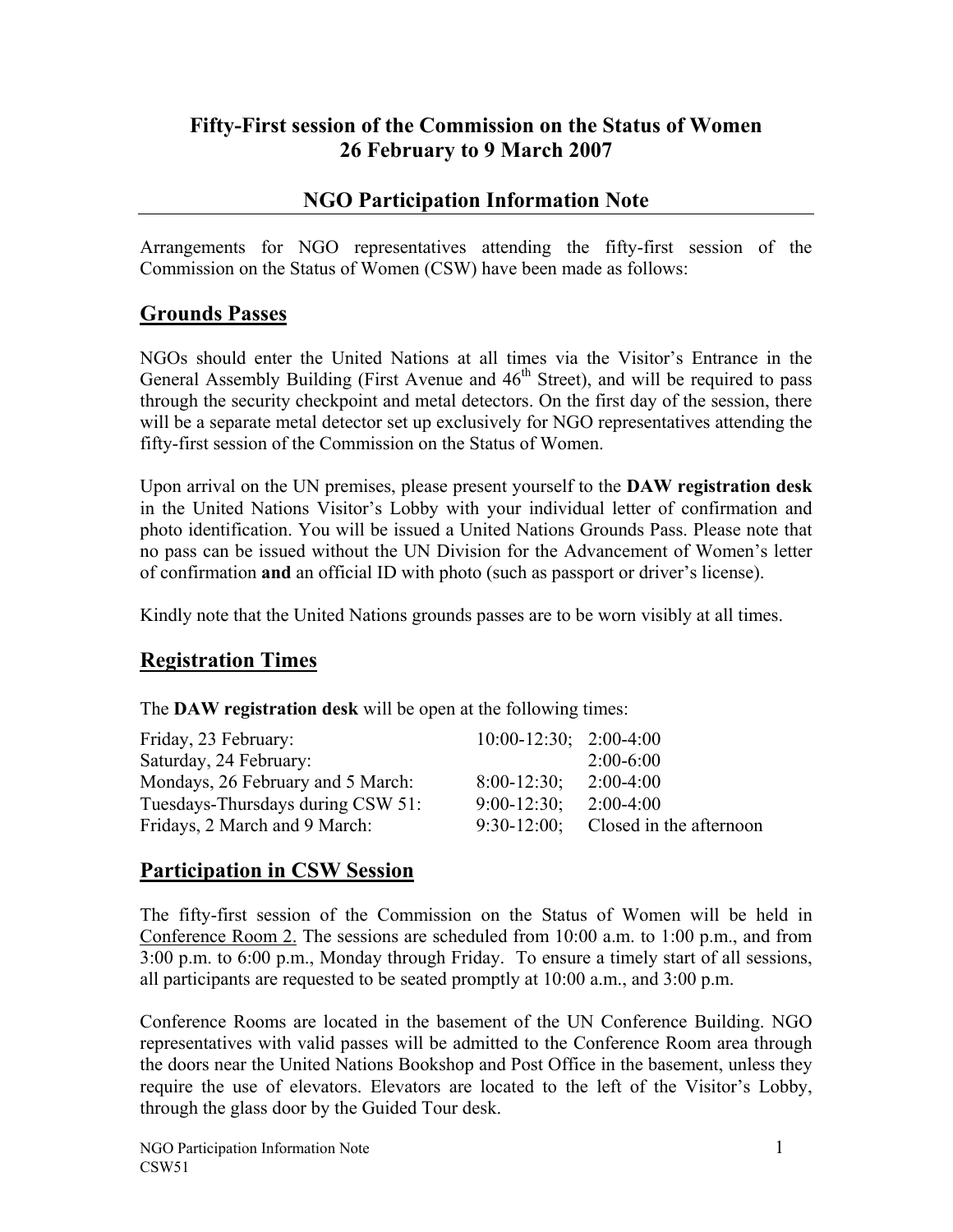# Fifty-First session of the Commission on the Status of Women
# 26 February to 9 March 2007

## NGO Participation Information Note

Arrangements for NGO representatives attending the fifty-first session of the Commission on the Status of Women (CSW) have been made as follows:

## Grounds Passes

NGOs should enter the United Nations at all times via the Visitor's Entrance in the General Assembly Building (First Avenue and 46th Street), and will be required to pass through the security checkpoint and metal detectors. On the first day of the session, there will be a separate metal detector set up exclusively for NGO representatives attending the fifty-first session of the Commission on the Status of Women.

Upon arrival on the UN premises, please present yourself to the **DAW registration desk** in the United Nations Visitor's Lobby with your individual letter of confirmation and photo identification. You will be issued a United Nations Grounds Pass. Please note that no pass can be issued without the UN Division for the Advancement of Women's letter of confirmation **and** an official ID with photo (such as passport or driver's license).

Kindly note that the United Nations grounds passes are to be worn visibly at all times.

## Registration Times

The **DAW registration desk** will be open at the following times:

| | | |
|---|---|---|
| Friday, 23 February: | 10:00-12:30; | 2:00-4:00 |
| Saturday, 24 February: | | 2:00-6:00 |
| Mondays, 26 February and 5 March: | 8:00-12:30; | 2:00-4:00 |
| Tuesdays-Thursdays during CSW 51: | 9:00-12:30; | 2:00-4:00 |
| Fridays, 2 March and 9 March: | 9:30-12:00; | Closed in the afternoon |

## Participation in CSW Session

The fifty-first session of the Commission on the Status of Women will be held in Conference Room 2. The sessions are scheduled from 10:00 a.m. to 1:00 p.m., and from 3:00 p.m. to 6:00 p.m., Monday through Friday. To ensure a timely start of all sessions, all participants are requested to be seated promptly at 10:00 a.m., and 3:00 p.m.

Conference Rooms are located in the basement of the UN Conference Building. NGO representatives with valid passes will be admitted to the Conference Room area through the doors near the United Nations Bookshop and Post Office in the basement, unless they require the use of elevators. Elevators are located to the left of the Visitor's Lobby, through the glass door by the Guided Tour desk.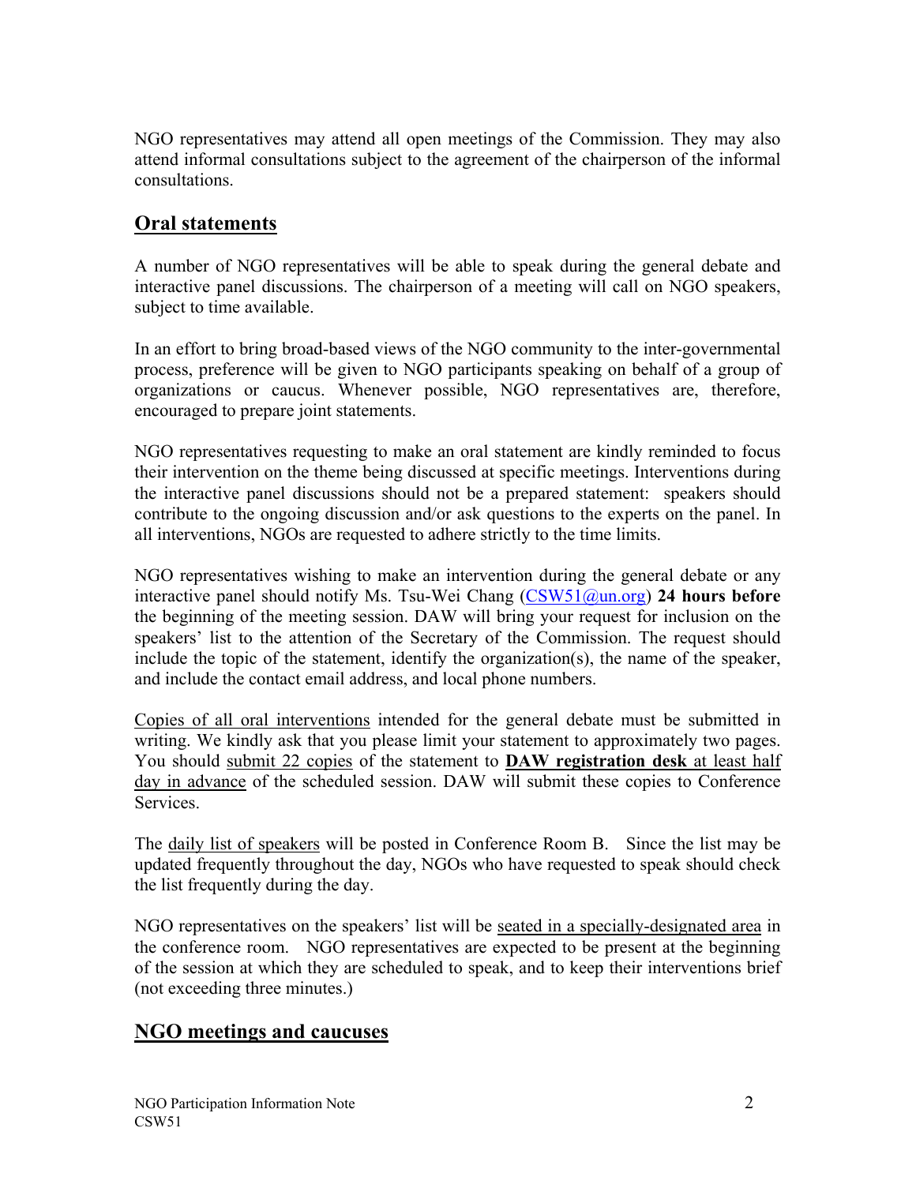NGO representatives may attend all open meetings of the Commission. They may also attend informal consultations subject to the agreement of the chairperson of the informal consultations.

## Oral statements

A number of NGO representatives will be able to speak during the general debate and interactive panel discussions. The chairperson of a meeting will call on NGO speakers, subject to time available.

In an effort to bring broad-based views of the NGO community to the inter-governmental process, preference will be given to NGO participants speaking on behalf of a group of organizations or caucus. Whenever possible, NGO representatives are, therefore, encouraged to prepare joint statements.

NGO representatives requesting to make an oral statement are kindly reminded to focus their intervention on the theme being discussed at specific meetings. Interventions during the interactive panel discussions should not be a prepared statement: speakers should contribute to the ongoing discussion and/or ask questions to the experts on the panel. In all interventions, NGOs are requested to adhere strictly to the time limits.

NGO representatives wishing to make an intervention during the general debate or any interactive panel should notify Ms. Tsu-Wei Chang (CSW51@un.org) **24 hours before** the beginning of the meeting session. DAW will bring your request for inclusion on the speakers' list to the attention of the Secretary of the Commission. The request should include the topic of the statement, identify the organization(s), the name of the speaker, and include the contact email address, and local phone numbers.

Copies of all oral interventions intended for the general debate must be submitted in writing. We kindly ask that you please limit your statement to approximately two pages. You should submit 22 copies of the statement to **DAW registration desk** at least half day in advance of the scheduled session. DAW will submit these copies to Conference Services.

The daily list of speakers will be posted in Conference Room B. Since the list may be updated frequently throughout the day, NGOs who have requested to speak should check the list frequently during the day.

NGO representatives on the speakers' list will be seated in a specially-designated area in the conference room. NGO representatives are expected to be present at the beginning of the session at which they are scheduled to speak, and to keep their interventions brief (not exceeding three minutes.)

## NGO meetings and caucuses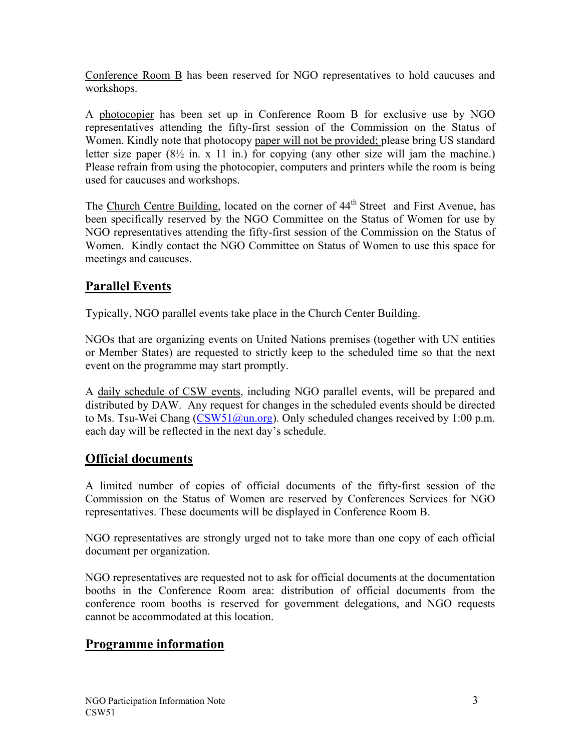Conference Room B has been reserved for NGO representatives to hold caucuses and workshops.

A photocopier has been set up in Conference Room B for exclusive use by NGO representatives attending the fifty-first session of the Commission on the Status of Women. Kindly note that photocopy paper will not be provided; please bring US standard letter size paper (8½ in. x 11 in.) for copying (any other size will jam the machine.) Please refrain from using the photocopier, computers and printers while the room is being used for caucuses and workshops.

The Church Centre Building, located on the corner of 44th Street and First Avenue, has been specifically reserved by the NGO Committee on the Status of Women for use by NGO representatives attending the fifty-first session of the Commission on the Status of Women. Kindly contact the NGO Committee on Status of Women to use this space for meetings and caucuses.

## Parallel Events

Typically, NGO parallel events take place in the Church Center Building.

NGOs that are organizing events on United Nations premises (together with UN entities or Member States) are requested to strictly keep to the scheduled time so that the next event on the programme may start promptly.

A daily schedule of CSW events, including NGO parallel events, will be prepared and distributed by DAW. Any request for changes in the scheduled events should be directed to Ms. Tsu-Wei Chang (CSW51@un.org). Only scheduled changes received by 1:00 p.m. each day will be reflected in the next day's schedule.

## Official documents

A limited number of copies of official documents of the fifty-first session of the Commission on the Status of Women are reserved by Conferences Services for NGO representatives. These documents will be displayed in Conference Room B.

NGO representatives are strongly urged not to take more than one copy of each official document per organization.

NGO representatives are requested not to ask for official documents at the documentation booths in the Conference Room area: distribution of official documents from the conference room booths is reserved for government delegations, and NGO requests cannot be accommodated at this location.

## Programme information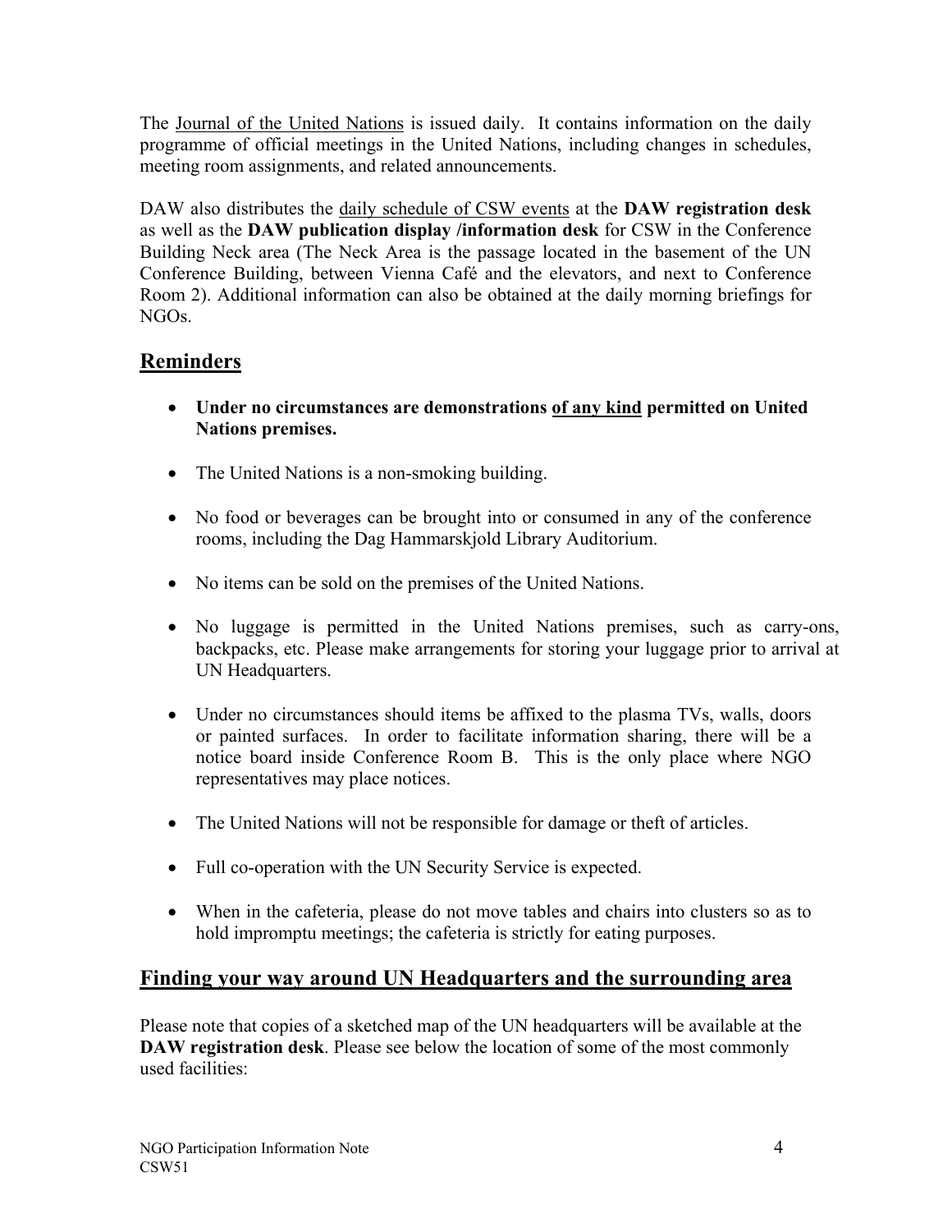The <u>Journal of the United Nations</u> is issued daily. It contains information on the daily programme of official meetings in the United Nations, including changes in schedules, meeting room assignments, and related announcements.

DAW also distributes the <u>daily schedule of CSW events</u> at the **DAW registration desk** as well as the **DAW publication display /information desk** for CSW in the Conference Building Neck area (The Neck Area is the passage located in the basement of the UN Conference Building, between Vienna Café and the elevators, and next to Conference Room 2). Additional information can also be obtained at the daily morning briefings for NGOs.

## <u>Reminders</u>

- **Under no circumstances are demonstrations <u>of any kind</u> permitted on United Nations premises.**
- The United Nations is a non-smoking building.
- No food or beverages can be brought into or consumed in any of the conference rooms, including the Dag Hammarskjold Library Auditorium.
- No items can be sold on the premises of the United Nations.
- No luggage is permitted in the United Nations premises, such as carry-ons, backpacks, etc. Please make arrangements for storing your luggage prior to arrival at UN Headquarters.
- Under no circumstances should items be affixed to the plasma TVs, walls, doors or painted surfaces. In order to facilitate information sharing, there will be a notice board inside Conference Room B. This is the only place where NGO representatives may place notices.
- The United Nations will not be responsible for damage or theft of articles.
- Full co-operation with the UN Security Service is expected.
- When in the cafeteria, please do not move tables and chairs into clusters so as to hold impromptu meetings; the cafeteria is strictly for eating purposes.

## <u>Finding your way around UN Headquarters and the surrounding area</u>

Please note that copies of a sketched map of the UN headquarters will be available at the **DAW registration desk**. Please see below the location of some of the most commonly used facilities: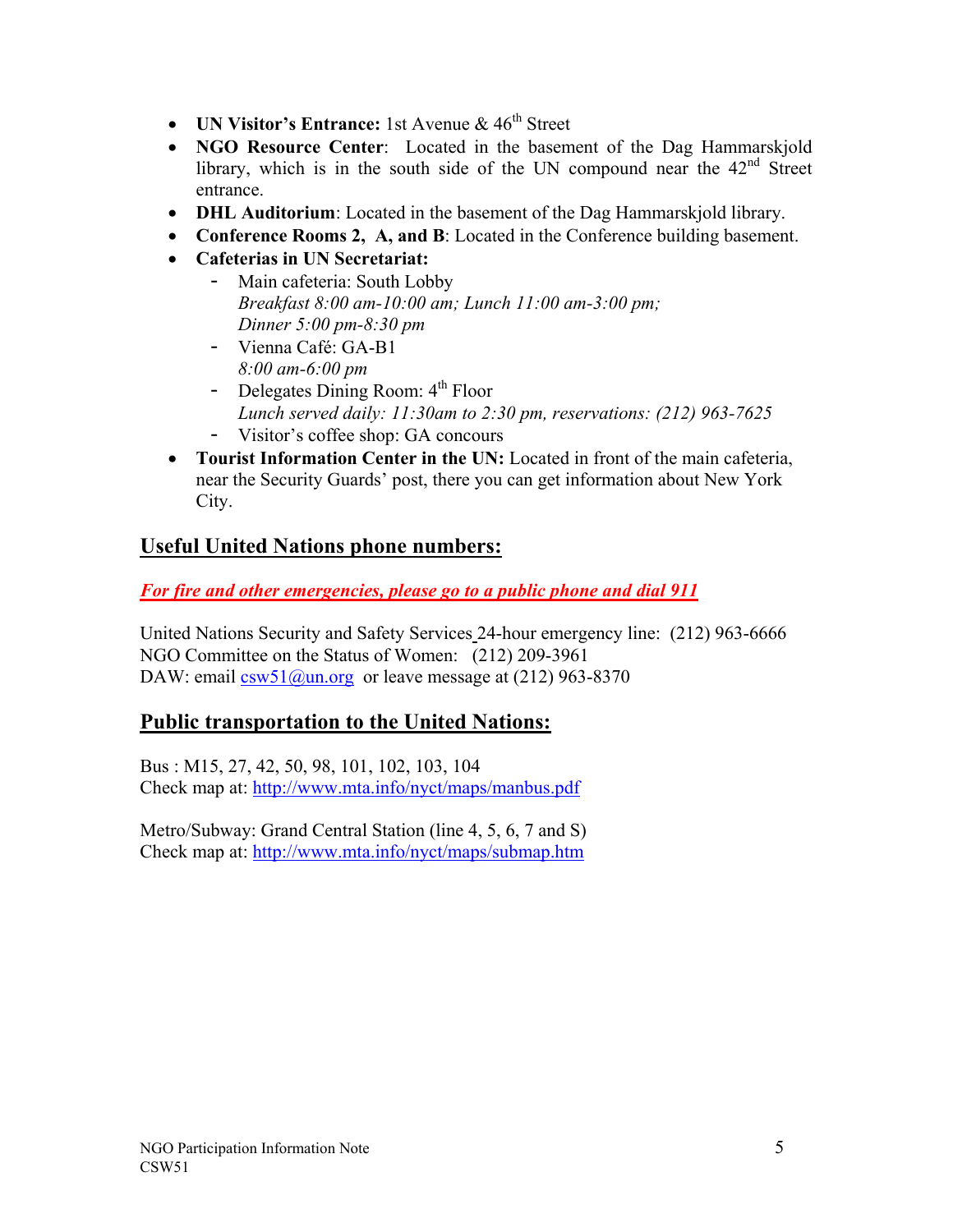- **UN Visitor's Entrance:** 1st Avenue & 46th Street
- **NGO Resource Center**: Located in the basement of the Dag Hammarskjold library, which is in the south side of the UN compound near the 42nd Street entrance.
- **DHL Auditorium**: Located in the basement of the Dag Hammarskjold library.
- **Conference Rooms 2, A, and B**: Located in the Conference building basement.
- **Cafeterias in UN Secretariat:**
  - Main cafeteria: South Lobby
    *Breakfast 8:00 am-10:00 am; Lunch 11:00 am-3:00 pm; Dinner 5:00 pm-8:30 pm*
  - Vienna Café: GA-B1
    *8:00 am-6:00 pm*
  - Delegates Dining Room: 4th Floor
    *Lunch served daily: 11:30am to 2:30 pm, reservations: (212) 963-7625*
  - Visitor's coffee shop: GA concours
- **Tourist Information Center in the UN:** Located in front of the main cafeteria, near the Security Guards' post, there you can get information about New York City.

## Useful United Nations phone numbers:

***For fire and other emergencies, please go to a public phone and dial 911***

United Nations Security and Safety Services 24-hour emergency line: (212) 963-6666
NGO Committee on the Status of Women: (212) 209-3961
DAW: email csw51@un.org or leave message at (212) 963-8370

## Public transportation to the United Nations:

Bus : M15, 27, 42, 50, 98, 101, 102, 103, 104
Check map at: http://www.mta.info/nyct/maps/manbus.pdf

Metro/Subway: Grand Central Station (line 4, 5, 6, 7 and S)
Check map at: http://www.mta.info/nyct/maps/submap.htm